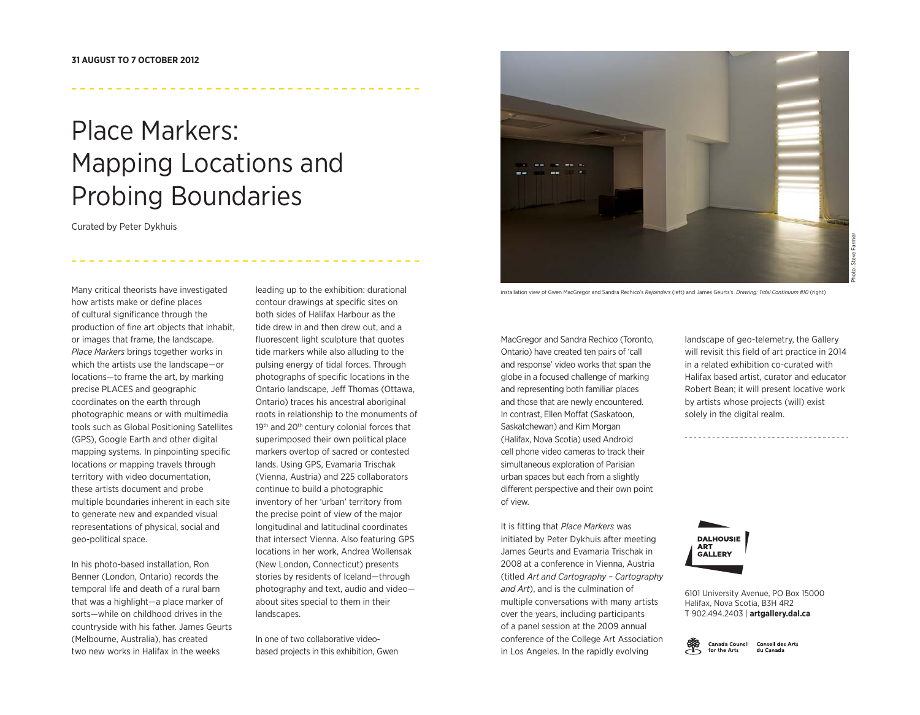**31 AUGUST TO 7 OCTOBER 2012**

# Place Markers: Mapping Locations and Probing Boundaries

Curated by Peter Dykhuis

Many critical theorists have investigated how artists make or define places of cultural significance through the production of fine art objects that inhabit, or images that frame, the landscape. *Place Markers* brings together works in which the artists use the landscape—or locations—to frame the art, by marking precise PLACES and geographic coordinates on the earth through photographic means or with multimedia tools such as Global Positioning Satellites (GPS), Google Earth and other digital mapping systems. In pinpointing specific locations or mapping travels through territory with video documentation, these artists document and probe multiple boundaries inherent in each site to generate new and expanded visual representations of physical, social and geo-political space.

In his photo-based installation, Ron Benner (London, Ontario) records the temporal life and death of a rural barn that was a highlight—a place marker of sorts—while on childhood drives in the countryside with his father. James Geurts (Melbourne, Australia), has created two new works in Halifax in the weeks leading up to the exhibition: durational contour drawings at specific sites on both sides of Halifax Harbour as the tide drew in and then drew out, and a fluorescent light sculpture that quotes tide markers while also alluding to the pulsing energy of tidal forces. Through photographs of specific locations in the Ontario landscape, Jeff Thomas (Ottawa, Ontario) traces his ancestral aboriginal roots in relationship to the monuments of 19th and 20th century colonial forces that superimposed their own political place markers overtop of sacred or contested lands. Using GPS, Evamaria Trischak (Vienna, Austria) and 225 collaborators continue to build a photographic inventory of her 'urban' territory from the precise point of view of the major longitudinal and latitudinal coordinates that intersect Vienna. Also featuring GPS locations in her work, Andrea Wollensak (New London, Connecticut) presents stories by residents of Iceland—through photography and text, audio and video—about sites special to them in their landscapes.

In one of two collaborative video-based projects in this exhibition, Gwen MacGregor and Sandra Rechico (Toronto, Ontario) have created ten pairs of 'call and response' video works that span the globe in a focused challenge of marking and representing both familiar places and those that are newly encountered. In contrast, Ellen Moffat (Saskatoon, Saskatchewan) and Kim Morgan (Halifax, Nova Scotia) used Android cell phone video cameras to track their simultaneous exploration of Parisian urban spaces but each from a slightly different perspective and their own point of view.

It is fitting that *Place Markers* was initiated by Peter Dykhuis after meeting James Geurts and Evamaria Trischak in 2008 at a conference in Vienna, Austria (titled *Art and Cartography – Cartography and Art*), and is the culmination of multiple conversations with many artists over the years, including participants of a panel session at the 2009 annual conference of the College Art Association in Los Angeles. In the rapidly evolving landscape of geo-telemetry, the Gallery will revisit this field of art practice in 2014 in a related exhibition co-curated with Halifax based artist, curator and educator Robert Bean; it will present locative work by artists whose projects (will) exist solely in the digital realm.

installation view of Gwen MacGregor and Sandra Rechico's *Rejoinders* (left) and James Geurts's *Drawing: Tidal Continuum #10* (right)

Photo: Steve Farmer

DALHOUSIE ART GALLERY

6101 University Avenue, PO Box 15000
Halifax, Nova Scotia, B3H 4R2
T 902.494.2403 | **artgallery.dal.ca**

Canada Council for the Arts | Conseil des Arts du Canada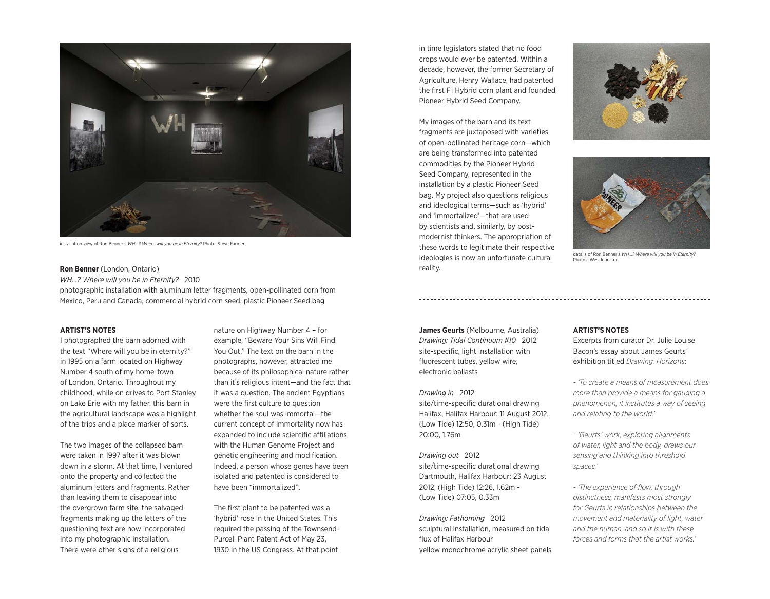installation view of Ron Benner's *WH...? Where will you be in Eternity?* Photo: Steve Farmer

**Ron Benner** (London, Ontario)
*WH...? Where will you be in Eternity?* 2010
photographic installation with aluminum letter fragments, open-pollinated corn from Mexico, Peru and Canada, commercial hybrid corn seed, plastic Pioneer Seed bag

**ARTIST'S NOTES**

I photographed the barn adorned with the text "Where will you be in eternity?" in 1995 on a farm located on Highway Number 4 south of my home-town of London, Ontario. Throughout my childhood, while on drives to Port Stanley on Lake Erie with my father, this barn in the agricultural landscape was a highlight of the trips and a place marker of sorts.

The two images of the collapsed barn were taken in 1997 after it was blown down in a storm. At that time, I ventured onto the property and collected the aluminum letters and fragments. Rather than leaving them to disappear into the overgrown farm site, the salvaged fragments making up the letters of the questioning text are now incorporated into my photographic installation. There were other signs of a religious nature on Highway Number 4 – for example, "Beware Your Sins Will Find You Out." The text on the barn in the photographs, however, attracted me because of its philosophical nature rather than it's religious intent—and the fact that it was a question. The ancient Egyptians were the first culture to question whether the soul was immortal—the current concept of immortality now has expanded to include scientific affiliations with the Human Genome Project and genetic engineering and modification. Indeed, a person whose genes have been isolated and patented is considered to have been "immortalized".

The first plant to be patented was a 'hybrid' rose in the United States. This required the passing of the Townsend-Purcell Plant Patent Act of May 23, 1930 in the US Congress. At that point in time legislators stated that no food crops would ever be patented. Within a decade, however, the former Secretary of Agriculture, Henry Wallace, had patented the first F1 Hybrid corn plant and founded Pioneer Hybrid Seed Company.

My images of the barn and its text fragments are juxtaposed with varieties of open-pollinated heritage corn—which are being transformed into patented commodities by the Pioneer Hybrid Seed Company, represented in the installation by a plastic Pioneer Seed bag. My project also questions religious and ideological terms—such as 'hybrid' and 'immortalized'—that are used by scientists and, similarly, by post-modernist thinkers. The appropriation of these words to legitimate their respective ideologies is now an unfortunate cultural reality.

details of Ron Benner's *WH...? Where will you be in Eternity?* Photos: Wes Johnston

---

**James Geurts** (Melbourne, Australia)
*Drawing: Tidal Continuum #10* 2012
site-specific, light installation with fluorescent tubes, yellow wire, electronic ballasts

*Drawing in* 2012
site/time-specific durational drawing
Halifax, Halifax Harbour: 11 August 2012, (Low Tide) 12:50, 0.31m - (High Tide) 20:00, 1.76m

*Drawing out* 2012
site/time-specific durational drawing
Dartmouth, Halifax Harbour: 23 August 2012, (High Tide) 12:26, 1.62m - (Low Tide) 07:05, 0.33m

*Drawing: Fathoming* 2012
sculptural installation, measured on tidal flux of Halifax Harbour
yellow monochrome acrylic sheet panels

**ARTIST'S NOTES**

Excerpts from curator Dr. Julie Louise Bacon's essay about James Geurts' exhibition titled *Drawing: Horizons*:

*- 'To create a means of measurement does more than provide a means for gauging a phenomenon, it institutes a way of seeing and relating to the world.'*

*- 'Geurts' work, exploring alignments of water, light and the body, draws our sensing and thinking into threshold spaces.'*

*- 'The experience of flow, through distinctness, manifests most strongly for Geurts in relationships between the movement and materiality of light, water and the human, and so it is with these forces and forms that the artist works.'*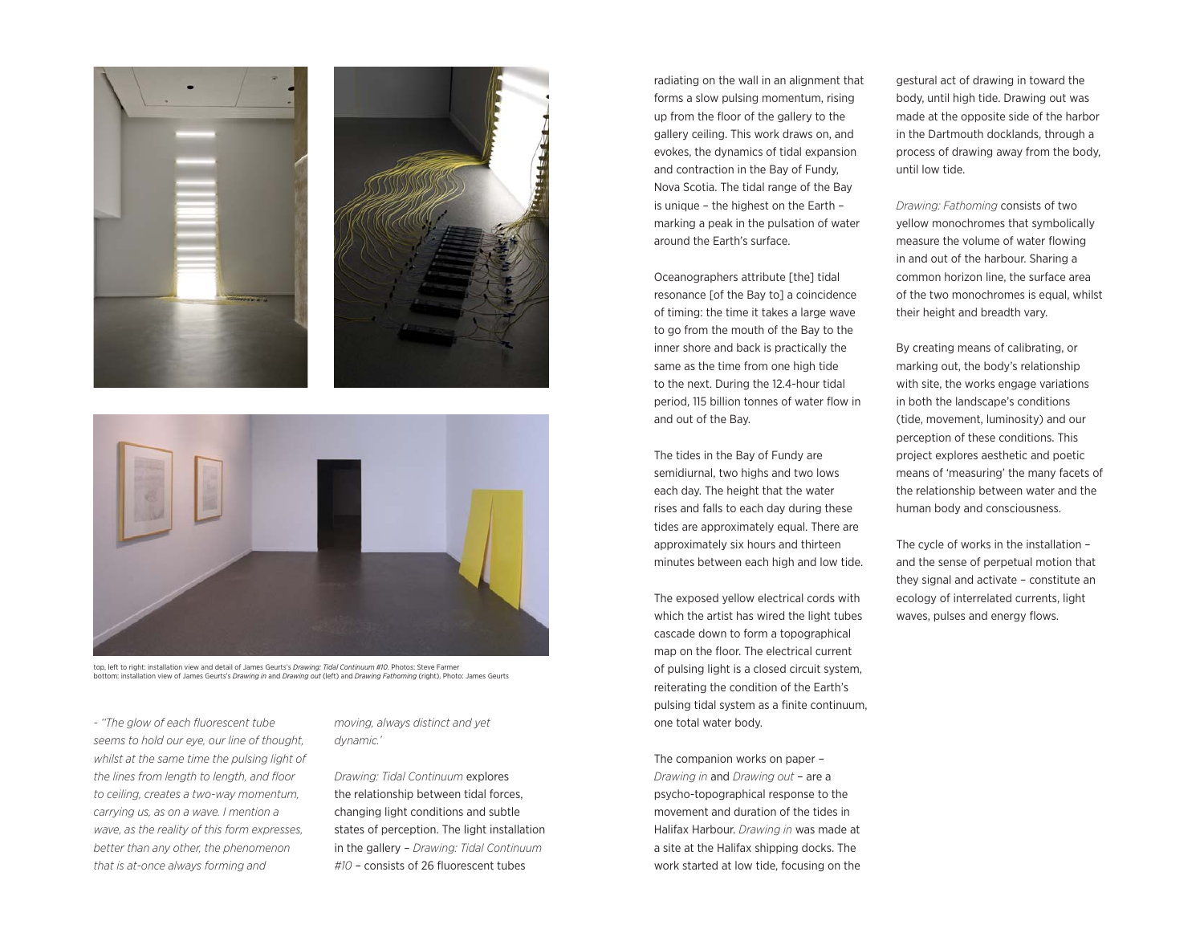top, left to right: installation view and detail of James Geurts's *Drawing: Tidal Continuum #10*. Photos: Steve Farmer
bottom: installation view of James Geurts's *Drawing in* and *Drawing out* (left) and *Drawing Fathoming* (right). Photo: James Geurts

*- "The glow of each fluorescent tube seems to hold our eye, our line of thought, whilst at the same time the pulsing light of the lines from length to length, and floor to ceiling, creates a two-way momentum, carrying us, as on a wave. I mention a wave, as the reality of this form expresses, better than any other, the phenomenon that is at-once always forming and moving, always distinct and yet dynamic.'*

*Drawing: Tidal Continuum* explores the relationship between tidal forces, changing light conditions and subtle states of perception. The light installation in the gallery – *Drawing: Tidal Continuum #10* – consists of 26 fluorescent tubes radiating on the wall in an alignment that forms a slow pulsing momentum, rising up from the floor of the gallery to the gallery ceiling. This work draws on, and evokes, the dynamics of tidal expansion and contraction in the Bay of Fundy, Nova Scotia. The tidal range of the Bay is unique – the highest on the Earth – marking a peak in the pulsation of water around the Earth's surface.

Oceanographers attribute [the] tidal resonance [of the Bay to] a coincidence of timing: the time it takes a large wave to go from the mouth of the Bay to the inner shore and back is practically the same as the time from one high tide to the next. During the 12.4-hour tidal period, 115 billion tonnes of water flow in and out of the Bay.

The tides in the Bay of Fundy are semidiurnal, two highs and two lows each day. The height that the water rises and falls to each day during these tides are approximately equal. There are approximately six hours and thirteen minutes between each high and low tide.

The exposed yellow electrical cords with which the artist has wired the light tubes cascade down to form a topographical map on the floor. The electrical current of pulsing light is a closed circuit system, reiterating the condition of the Earth's pulsing tidal system as a finite continuum, one total water body.

The companion works on paper – *Drawing in* and *Drawing out* – are a psycho-topographical response to the movement and duration of the tides in Halifax Harbour. *Drawing in* was made at a site at the Halifax shipping docks. The work started at low tide, focusing on the gestural act of drawing in toward the body, until high tide. Drawing out was made at the opposite side of the harbor in the Dartmouth docklands, through a process of drawing away from the body, until low tide.

*Drawing: Fathoming* consists of two yellow monochromes that symbolically measure the volume of water flowing in and out of the harbour. Sharing a common horizon line, the surface area of the two monochromes is equal, whilst their height and breadth vary.

By creating means of calibrating, or marking out, the body's relationship with site, the works engage variations in both the landscape's conditions (tide, movement, luminosity) and our perception of these conditions. This project explores aesthetic and poetic means of 'measuring' the many facets of the relationship between water and the human body and consciousness.

The cycle of works in the installation – and the sense of perpetual motion that they signal and activate – constitute an ecology of interrelated currents, light waves, pulses and energy flows.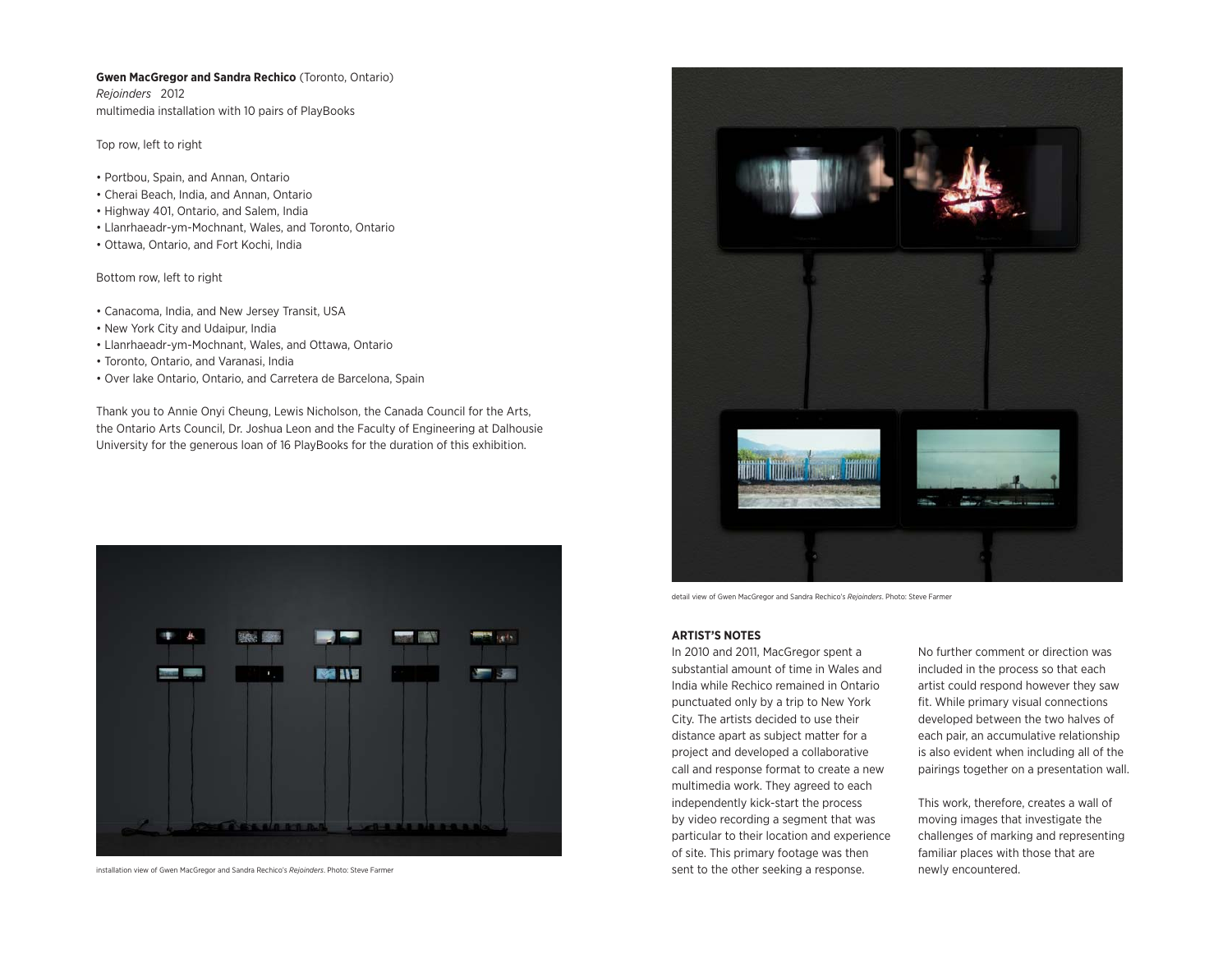**Gwen MacGregor and Sandra Rechico** (Toronto, Ontario)
*Rejoinders* 2012
multimedia installation with 10 pairs of PlayBooks

Top row, left to right

- Portbou, Spain, and Annan, Ontario
- Cherai Beach, India, and Annan, Ontario
- Highway 401, Ontario, and Salem, India
- Llanrhaeadr-ym-Mochnant, Wales, and Toronto, Ontario
- Ottawa, Ontario, and Fort Kochi, India

Bottom row, left to right

- Canacoma, India, and New Jersey Transit, USA
- New York City and Udaipur, India
- Llanrhaeadr-ym-Mochnant, Wales, and Ottawa, Ontario
- Toronto, Ontario, and Varanasi, India
- Over lake Ontario, Ontario, and Carretera de Barcelona, Spain

Thank you to Annie Onyi Cheung, Lewis Nicholson, the Canada Council for the Arts, the Ontario Arts Council, Dr. Joshua Leon and the Faculty of Engineering at Dalhousie University for the generous loan of 16 PlayBooks for the duration of this exhibition.

installation view of Gwen MacGregor and Sandra Rechico's *Rejoinders*. Photo: Steve Farmer

detail view of Gwen MacGregor and Sandra Rechico's *Rejoinders*. Photo: Steve Farmer

**ARTIST'S NOTES**

In 2010 and 2011, MacGregor spent a substantial amount of time in Wales and India while Rechico remained in Ontario punctuated only by a trip to New York City. The artists decided to use their distance apart as subject matter for a project and developed a collaborative call and response format to create a new multimedia work. They agreed to each independently kick-start the process by video recording a segment that was particular to their location and experience of site. This primary footage was then sent to the other seeking a response.

No further comment or direction was included in the process so that each artist could respond however they saw fit. While primary visual connections developed between the two halves of each pair, an accumulative relationship is also evident when including all of the pairings together on a presentation wall.

This work, therefore, creates a wall of moving images that investigate the challenges of marking and representing familiar places with those that are newly encountered.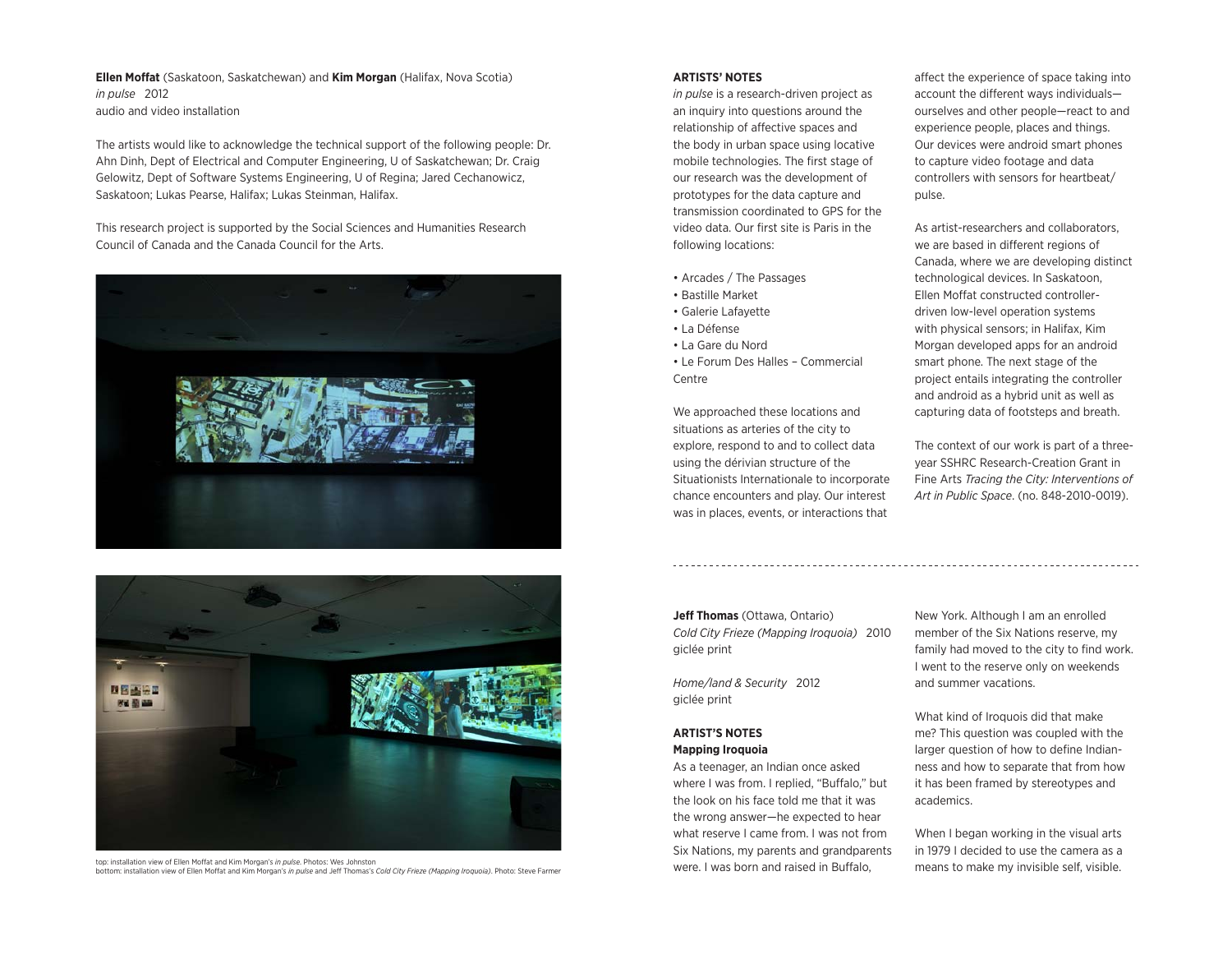**Ellen Moffat** (Saskatoon, Saskatchewan) and **Kim Morgan** (Halifax, Nova Scotia)
*in pulse* 2012
audio and video installation

The artists would like to acknowledge the technical support of the following people: Dr. Ahn Dinh, Dept of Electrical and Computer Engineering, U of Saskatchewan; Dr. Craig Gelowitz, Dept of Software Systems Engineering, U of Regina; Jared Cechanowicz, Saskatoon; Lukas Pearse, Halifax; Lukas Steinman, Halifax.

This research project is supported by the Social Sciences and Humanities Research Council of Canada and the Canada Council for the Arts.

top: installation view of Ellen Moffat and Kim Morgan's *in pulse*. Photos: Wes Johnston
bottom: installation view of Ellen Moffat and Kim Morgan's *in pulse* and Jeff Thomas's *Cold City Frieze (Mapping Iroquoia)*. Photo: Steve Farmer

**ARTISTS' NOTES**

*in pulse* is a research-driven project as an inquiry into questions around the relationship of affective spaces and the body in urban space using locative mobile technologies. The first stage of our research was the development of prototypes for the data capture and transmission coordinated to GPS for the video data. Our first site is Paris in the following locations:

- Arcades / The Passages
- Bastille Market
- Galerie Lafayette
- La Défense
- La Gare du Nord
- Le Forum Des Halles – Commercial Centre

We approached these locations and situations as arteries of the city to explore, respond to and to collect data using the dérivian structure of the Situationists Internationale to incorporate chance encounters and play. Our interest was in places, events, or interactions that affect the experience of space taking into account the different ways individuals—ourselves and other people—react to and experience people, places and things. Our devices were android smart phones to capture video footage and data controllers with sensors for heartbeat/pulse.

As artist-researchers and collaborators, we are based in different regions of Canada, where we are developing distinct technological devices. In Saskatoon, Ellen Moffat constructed controller-driven low-level operation systems with physical sensors; in Halifax, Kim Morgan developed apps for an android smart phone. The next stage of the project entails integrating the controller and android as a hybrid unit as well as capturing data of footsteps and breath.

The context of our work is part of a three-year SSHRC Research-Creation Grant in Fine Arts *Tracing the City: Interventions of Art in Public Space*. (no. 848-2010-0019).

---

**Jeff Thomas** (Ottawa, Ontario)
*Cold City Frieze (Mapping Iroquoia)* 2010
giclée print

*Home/land & Security* 2012
giclée print

**ARTIST'S NOTES**
**Mapping Iroquoia**

As a teenager, an Indian once asked where I was from. I replied, "Buffalo," but the look on his face told me that it was the wrong answer—he expected to hear what reserve I came from. I was not from Six Nations, my parents and grandparents were. I was born and raised in Buffalo, New York. Although I am an enrolled member of the Six Nations reserve, my family had moved to the city to find work. I went to the reserve only on weekends and summer vacations.

What kind of Iroquois did that make me? This question was coupled with the larger question of how to define Indian-ness and how to separate that from how it has been framed by stereotypes and academics.

When I began working in the visual arts in 1979 I decided to use the camera as a means to make my invisible self, visible.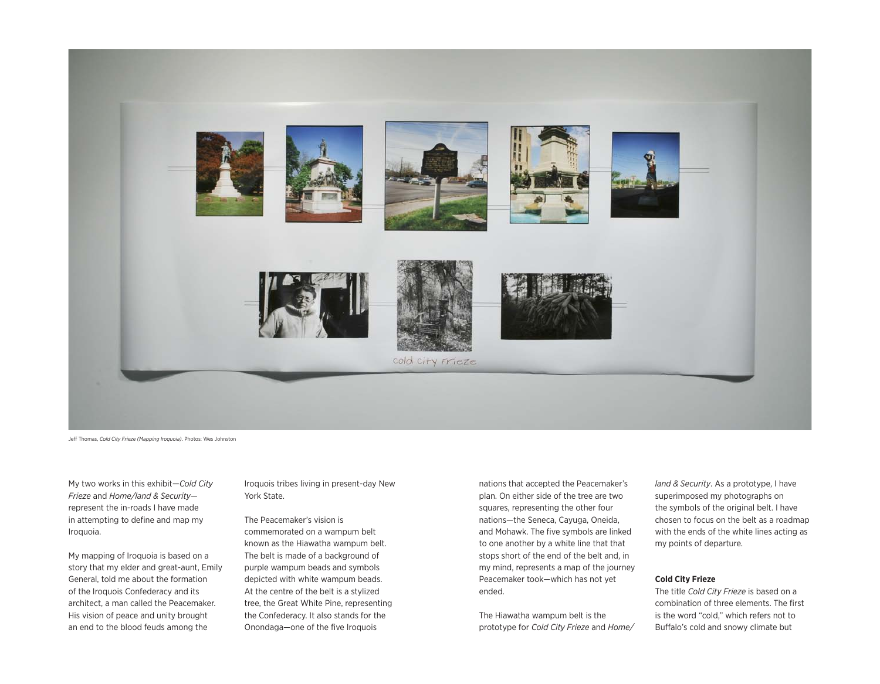Jeff Thomas, *Cold City Frieze (Mapping Iroquoia)*. Photos: Wes Johnston

My two works in this exhibit—*Cold City Frieze* and *Home/land & Security*—represent the in-roads I have made in attempting to define and map my Iroquoia.

My mapping of Iroquoia is based on a story that my elder and great-aunt, Emily General, told me about the formation of the Iroquois Confederacy and its architect, a man called the Peacemaker. His vision of peace and unity brought an end to the blood feuds among the Iroquois tribes living in present-day New York State.

The Peacemaker's vision is commemorated on a wampum belt known as the Hiawatha wampum belt. The belt is made of a background of purple wampum beads and symbols depicted with white wampum beads. At the centre of the belt is a stylized tree, the Great White Pine, representing the Confederacy. It also stands for the Onondaga—one of the five Iroquois nations that accepted the Peacemaker's plan. On either side of the tree are two squares, representing the other four nations—the Seneca, Cayuga, Oneida, and Mohawk. The five symbols are linked to one another by a white line that that stops short of the end of the belt and, in my mind, represents a map of the journey Peacemaker took—which has not yet ended.

The Hiawatha wampum belt is the prototype for *Cold City Frieze* and *Home/land & Security*. As a prototype, I have superimposed my photographs on the symbols of the original belt. I have chosen to focus on the belt as a roadmap with the ends of the white lines acting as my points of departure.

**Cold City Frieze**

The title *Cold City Frieze* is based on a combination of three elements. The first is the word "cold," which refers not to Buffalo's cold and snowy climate but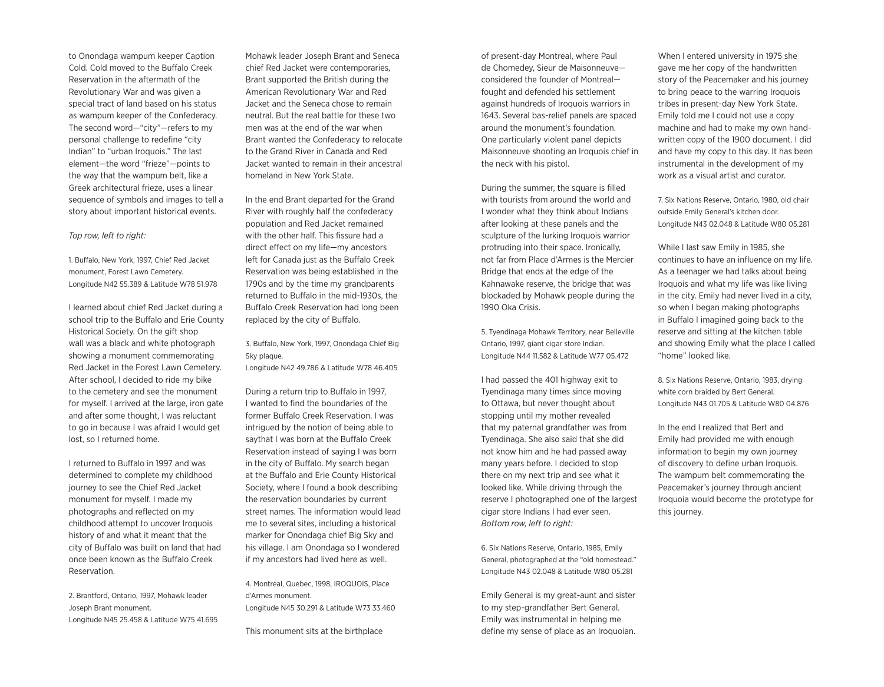to Onondaga wampum keeper Caption Cold. Cold moved to the Buffalo Creek Reservation in the aftermath of the Revolutionary War and was given a special tract of land based on his status as wampum keeper of the Confederacy. The second word—"city"—refers to my personal challenge to redefine "city Indian" to "urban Iroquois." The last element—the word "frieze"—points to the way that the wampum belt, like a Greek architectural frieze, uses a linear sequence of symbols and images to tell a story about important historical events.

*Top row, left to right:*

1. Buffalo, New York, 1997, Chief Red Jacket monument, Forest Lawn Cemetery.
Longitude N42 55.389 & Latitude W78 51.978

I learned about chief Red Jacket during a school trip to the Buffalo and Erie County Historical Society. On the gift shop wall was a black and white photograph showing a monument commemorating Red Jacket in the Forest Lawn Cemetery. After school, I decided to ride my bike to the cemetery and see the monument for myself. I arrived at the large, iron gate and after some thought, I was reluctant to go in because I was afraid I would get lost, so I returned home.

I returned to Buffalo in 1997 and was determined to complete my childhood journey to see the Chief Red Jacket monument for myself. I made my photographs and reflected on my childhood attempt to uncover Iroquois history of and what it meant that the city of Buffalo was built on land that had once been known as the Buffalo Creek Reservation.

2. Brantford, Ontario, 1997, Mohawk leader Joseph Brant monument.
Longitude N45 25.458 & Latitude W75 41.695

Mohawk leader Joseph Brant and Seneca chief Red Jacket were contemporaries, Brant supported the British during the American Revolutionary War and Red Jacket and the Seneca chose to remain neutral. But the real battle for these two men was at the end of the war when Brant wanted the Confederacy to relocate to the Grand River in Canada and Red Jacket wanted to remain in their ancestral homeland in New York State.

In the end Brant departed for the Grand River with roughly half the confederacy population and Red Jacket remained with the other half. This fissure had a direct effect on my life—my ancestors left for Canada just as the Buffalo Creek Reservation was being established in the 1790s and by the time my grandparents returned to Buffalo in the mid-1930s, the Buffalo Creek Reservation had long been replaced by the city of Buffalo.

3. Buffalo, New York, 1997, Onondaga Chief Big Sky plaque.
Longitude N42 49.786 & Latitude W78 46.405

During a return trip to Buffalo in 1997, I wanted to find the boundaries of the former Buffalo Creek Reservation. I was intrigued by the notion of being able to saythat I was born at the Buffalo Creek Reservation instead of saying I was born in the city of Buffalo. My search began at the Buffalo and Erie County Historical Society, where I found a book describing the reservation boundaries by current street names. The information would lead me to several sites, including a historical marker for Onondaga chief Big Sky and his village. I am Onondaga so I wondered if my ancestors had lived here as well.

4. Montreal, Quebec, 1998, IROQUOIS, Place d'Armes monument.
Longitude N45 30.291 & Latitude W73 33.460

This monument sits at the birthplace of present-day Montreal, where Paul de Chomedey, Sieur de Maisonneuve—considered the founder of Montreal—fought and defended his settlement against hundreds of Iroquois warriors in 1643. Several bas-relief panels are spaced around the monument's foundation. One particularly violent panel depicts Maisonneuve shooting an Iroquois chief in the neck with his pistol.

During the summer, the square is filled with tourists from around the world and I wonder what they think about Indians after looking at these panels and the sculpture of the lurking Iroquois warrior protruding into their space. Ironically, not far from Place d'Armes is the Mercier Bridge that ends at the edge of the Kahnawake reserve, the bridge that was blockaded by Mohawk people during the 1990 Oka Crisis.

5. Tyendinaga Mohawk Territory, near Belleville Ontario, 1997, giant cigar store Indian.
Longitude N44 11.582 & Latitude W77 05.472

I had passed the 401 highway exit to Tyendinaga many times since moving to Ottawa, but never thought about stopping until my mother revealed that my paternal grandfather was from Tyendinaga. She also said that she did not know him and he had passed away many years before. I decided to stop there on my next trip and see what it looked like. While driving through the reserve I photographed one of the largest cigar store Indians I had ever seen.

*Bottom row, left to right:*

6. Six Nations Reserve, Ontario, 1985, Emily General, photographed at the "old homestead."
Longitude N43 02.048 & Latitude W80 05.281

Emily General is my great-aunt and sister to my step-grandfather Bert General. Emily was instrumental in helping me define my sense of place as an Iroquoian. When I entered university in 1975 she gave me her copy of the handwritten story of the Peacemaker and his journey to bring peace to the warring Iroquois tribes in present-day New York State. Emily told me I could not use a copy machine and had to make my own hand-written copy of the 1900 document. I did and have my copy to this day. It has been instrumental in the development of my work as a visual artist and curator.

7. Six Nations Reserve, Ontario, 1980, old chair outside Emily General's kitchen door.
Longitude N43 02.048 & Latitude W80 05.281

While I last saw Emily in 1985, she continues to have an influence on my life. As a teenager we had talks about being Iroquois and what my life was like living in the city. Emily had never lived in a city, so when I began making photographs in Buffalo I imagined going back to the reserve and sitting at the kitchen table and showing Emily what the place I called "home" looked like.

8. Six Nations Reserve, Ontario, 1983, drying white corn braided by Bert General.
Longitude N43 01.705 & Latitude W80 04.876

In the end I realized that Bert and Emily had provided me with enough information to begin my own journey of discovery to define urban Iroquois. The wampum belt commemorating the Peacemaker's journey through ancient Iroquoia would become the prototype for this journey.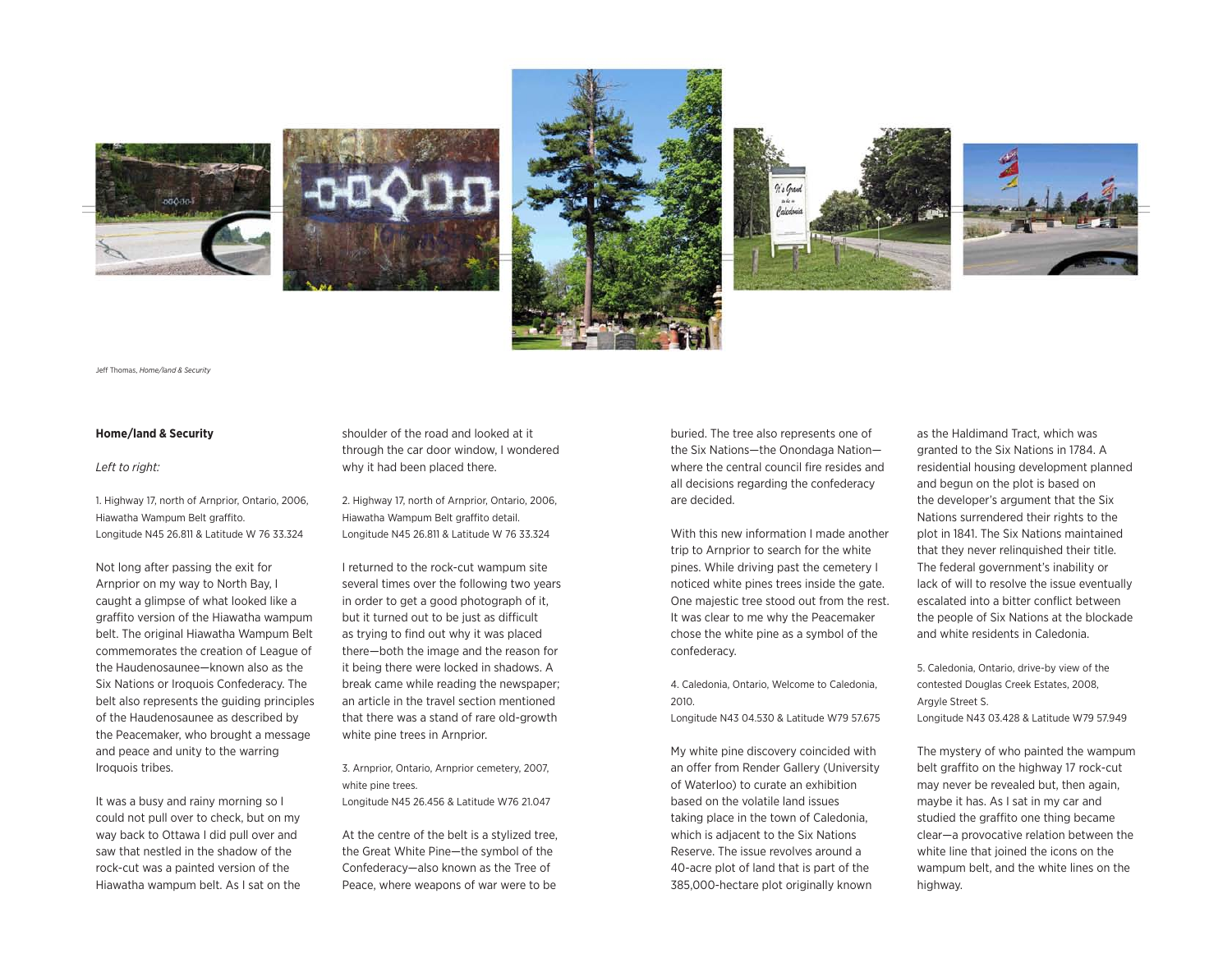Jeff Thomas, *Home/land & Security*

**Home/land & Security**

*Left to right:*

1. Highway 17, north of Arnprior, Ontario, 2006, Hiawatha Wampum Belt graffito.
Longitude N45 26.811 & Latitude W 76 33.324

Not long after passing the exit for Arnprior on my way to North Bay, I caught a glimpse of what looked like a graffito version of the Hiawatha wampum belt. The original Hiawatha Wampum Belt commemorates the creation of League of the Haudenosaunee—known also as the Six Nations or Iroquois Confederacy. The belt also represents the guiding principles of the Haudenosaunee as described by the Peacemaker, who brought a message and peace and unity to the warring Iroquois tribes.

It was a busy and rainy morning so I could not pull over to check, but on my way back to Ottawa I did pull over and saw that nestled in the shadow of the rock-cut was a painted version of the Hiawatha wampum belt. As I sat on the shoulder of the road and looked at it through the car door window, I wondered why it had been placed there.

2. Highway 17, north of Arnprior, Ontario, 2006, Hiawatha Wampum Belt graffito detail.
Longitude N45 26.811 & Latitude W 76 33.324

I returned to the rock-cut wampum site several times over the following two years in order to get a good photograph of it, but it turned out to be just as difficult as trying to find out why it was placed there—both the image and the reason for it being there were locked in shadows. A break came while reading the newspaper; an article in the travel section mentioned that there was a stand of rare old-growth white pine trees in Arnprior.

3. Arnprior, Ontario, Arnprior cemetery, 2007, white pine trees.
Longitude N45 26.456 & Latitude W76 21.047

At the centre of the belt is a stylized tree, the Great White Pine—the symbol of the Confederacy—also known as the Tree of Peace, where weapons of war were to be buried. The tree also represents one of the Six Nations—the Onondaga Nation—where the central council fire resides and all decisions regarding the confederacy are decided.

With this new information I made another trip to Arnprior to search for the white pines. While driving past the cemetery I noticed white pines trees inside the gate. One majestic tree stood out from the rest. It was clear to me why the Peacemaker chose the white pine as a symbol of the confederacy.

4. Caledonia, Ontario, Welcome to Caledonia, 2010.
Longitude N43 04.530 & Latitude W79 57.675

My white pine discovery coincided with an offer from Render Gallery (University of Waterloo) to curate an exhibition based on the volatile land issues taking place in the town of Caledonia, which is adjacent to the Six Nations Reserve. The issue revolves around a 40-acre plot of land that is part of the 385,000-hectare plot originally known as the Haldimand Tract, which was granted to the Six Nations in 1784. A residential housing development planned and begun on the plot is based on the developer's argument that the Six Nations surrendered their rights to the plot in 1841. The Six Nations maintained that they never relinquished their title. The federal government's inability or lack of will to resolve the issue eventually escalated into a bitter conflict between the people of Six Nations at the blockade and white residents in Caledonia.

5. Caledonia, Ontario, drive-by view of the contested Douglas Creek Estates, 2008, Argyle Street S.
Longitude N43 03.428 & Latitude W79 57.949

The mystery of who painted the wampum belt graffito on the highway 17 rock-cut may never be revealed but, then again, maybe it has. As I sat in my car and studied the graffito one thing became clear—a provocative relation between the white line that joined the icons on the wampum belt, and the white lines on the highway.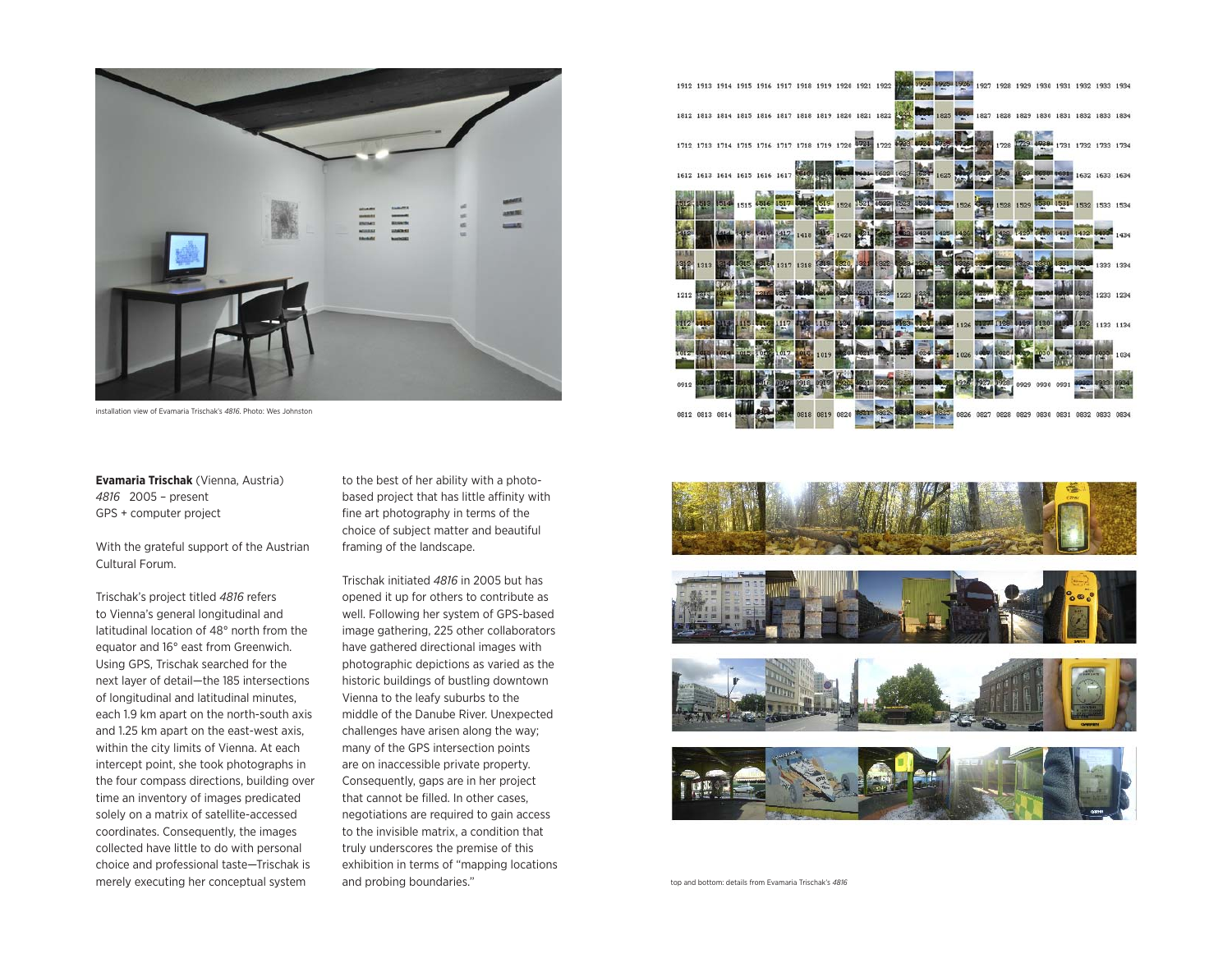installation view of Evamaria Trischak's *4816*. Photo: Wes Johnston

**Evamaria Trischak** (Vienna, Austria)
*4816* 2005 – present
GPS + computer project

With the grateful support of the Austrian Cultural Forum.

Trischak's project titled *4816* refers to Vienna's general longitudinal and latitudinal location of 48° north from the equator and 16° east from Greenwich. Using GPS, Trischak searched for the next layer of detail—the 185 intersections of longitudinal and latitudinal minutes, each 1.9 km apart on the north-south axis and 1.25 km apart on the east-west axis, within the city limits of Vienna. At each intercept point, she took photographs in the four compass directions, building over time an inventory of images predicated solely on a matrix of satellite-accessed coordinates. Consequently, the images collected have little to do with personal choice and professional taste—Trischak is merely executing her conceptual system to the best of her ability with a photo-based project that has little affinity with fine art photography in terms of the choice of subject matter and beautiful framing of the landscape.

Trischak initiated *4816* in 2005 but has opened it up for others to contribute as well. Following her system of GPS-based image gathering, 225 other collaborators have gathered directional images with photographic depictions as varied as the historic buildings of bustling downtown Vienna to the leafy suburbs to the middle of the Danube River. Unexpected challenges have arisen along the way; many of the GPS intersection points are on inaccessible private property. Consequently, gaps are in her project that cannot be filled. In other cases, negotiations are required to gain access to the invisible matrix, a condition that truly underscores the premise of this exhibition in terms of "mapping locations and probing boundaries."

top and bottom: details from Evamaria Trischak's *4816*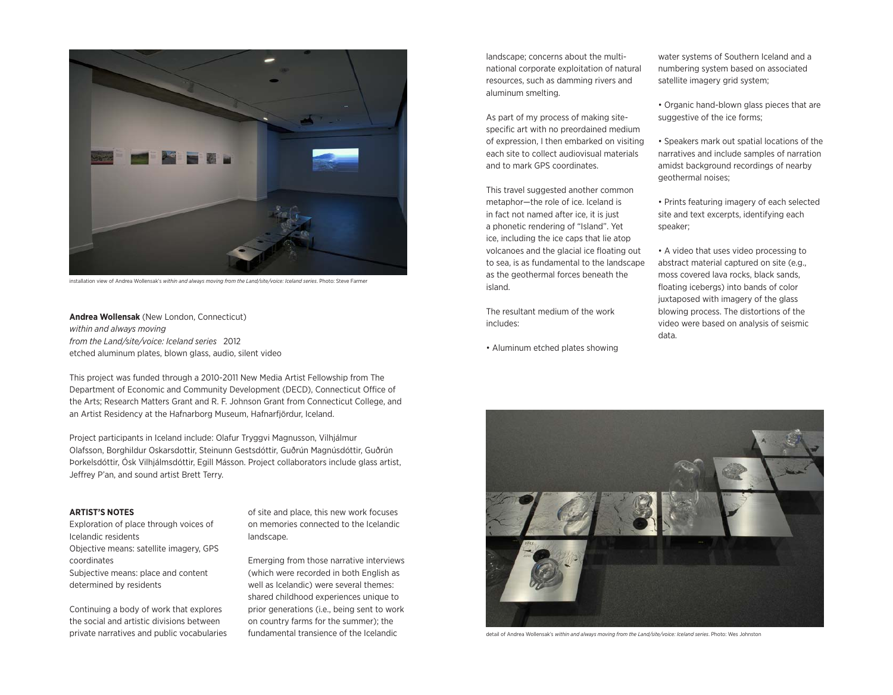installation view of Andrea Wollensak's *within and always moving from the Land/site/voice: Iceland series*. Photo: Steve Farmer

**Andrea Wollensak** (New London, Connecticut)
*within and always moving*
*from the Land/site/voice: Iceland series* 2012
etched aluminum plates, blown glass, audio, silent video

This project was funded through a 2010-2011 New Media Artist Fellowship from The Department of Economic and Community Development (DECD), Connecticut Office of the Arts; Research Matters Grant and R. F. Johnson Grant from Connecticut College, and an Artist Residency at the Hafnarborg Museum, Hafnarfjördur, Iceland.

Project participants in Iceland include: Olafur Tryggvi Magnusson, Vilhjálmur Olafsson, Borghildur Oskarsdottir, Steinunn Gestsdóttir, Guðrún Magnúsdóttir, Guðrún Þorkelsdóttir, Ósk Vilhjálmsdóttir, Egill Másson. Project collaborators include glass artist, Jeffrey P'an, and sound artist Brett Terry.

**ARTIST'S NOTES**

Exploration of place through voices of Icelandic residents
Objective means: satellite imagery, GPS coordinates
Subjective means: place and content determined by residents

Continuing a body of work that explores the social and artistic divisions between private narratives and public vocabularies of site and place, this new work focuses on memories connected to the Icelandic landscape.

Emerging from those narrative interviews (which were recorded in both English as well as Icelandic) were several themes: shared childhood experiences unique to prior generations (i.e., being sent to work on country farms for the summer); the fundamental transience of the Icelandic landscape; concerns about the multi-national corporate exploitation of natural resources, such as damming rivers and aluminum smelting.

As part of my process of making site-specific art with no preordained medium of expression, I then embarked on visiting each site to collect audiovisual materials and to mark GPS coordinates.

This travel suggested another common metaphor—the role of ice. Iceland is in fact not named after ice, it is just a phonetic rendering of "Island". Yet ice, including the ice caps that lie atop volcanoes and the glacial ice floating out to sea, is as fundamental to the landscape as the geothermal forces beneath the island.

The resultant medium of the work includes:

- Aluminum etched plates showing water systems of Southern Iceland and a numbering system based on associated satellite imagery grid system;
- Organic hand-blown glass pieces that are suggestive of the ice forms;
- Speakers mark out spatial locations of the narratives and include samples of narration amidst background recordings of nearby geothermal noises;
- Prints featuring imagery of each selected site and text excerpts, identifying each speaker;
- A video that uses video processing to abstract material captured on site (e.g., moss covered lava rocks, black sands, floating icebergs) into bands of color juxtaposed with imagery of the glass blowing process. The distortions of the video were based on analysis of seismic data.

detail of Andrea Wollensak's *within and always moving from the Land/site/voice: Iceland series*. Photo: Wes Johnston